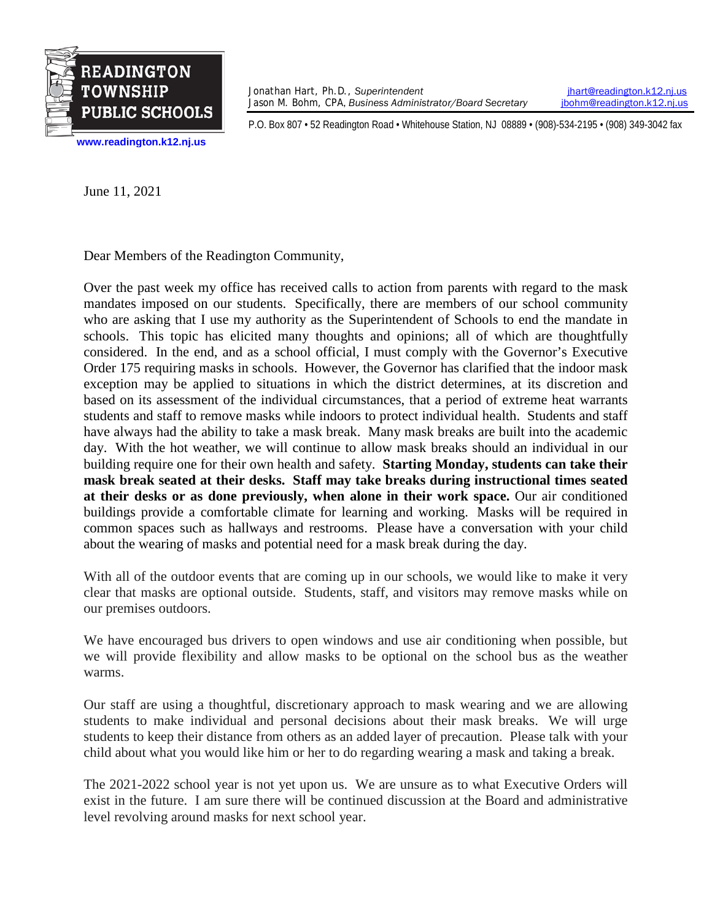**READINGTON TOWNSHIP PUBLIC SCHOOLS**

www.readington.k12.nj.us

Jonathan Hart, Ph.D., *Superintendent* jhart@readington.k12.nj.us
Jason M. Bohm, CPA, *Business Administrator/Board Secretary* jbohm@readington.k12.nj.us

P.O. Box 807 • 52 Readington Road • Whitehouse Station, NJ 08889 • (908)-534-2195 • (908) 349-3042 fax

June 11, 2021

Dear Members of the Readington Community,

Over the past week my office has received calls to action from parents with regard to the mask mandates imposed on our students. Specifically, there are members of our school community who are asking that I use my authority as the Superintendent of Schools to end the mandate in schools. This topic has elicited many thoughts and opinions; all of which are thoughtfully considered. In the end, and as a school official, I must comply with the Governor's Executive Order 175 requiring masks in schools. However, the Governor has clarified that the indoor mask exception may be applied to situations in which the district determines, at its discretion and based on its assessment of the individual circumstances, that a period of extreme heat warrants students and staff to remove masks while indoors to protect individual health. Students and staff have always had the ability to take a mask break. Many mask breaks are built into the academic day. With the hot weather, we will continue to allow mask breaks should an individual in our building require one for their own health and safety. **Starting Monday, students can take their mask break seated at their desks. Staff may take breaks during instructional times seated at their desks or as done previously, when alone in their work space.** Our air conditioned buildings provide a comfortable climate for learning and working. Masks will be required in common spaces such as hallways and restrooms. Please have a conversation with your child about the wearing of masks and potential need for a mask break during the day.

With all of the outdoor events that are coming up in our schools, we would like to make it very clear that masks are optional outside. Students, staff, and visitors may remove masks while on our premises outdoors.

We have encouraged bus drivers to open windows and use air conditioning when possible, but we will provide flexibility and allow masks to be optional on the school bus as the weather warms.

Our staff are using a thoughtful, discretionary approach to mask wearing and we are allowing students to make individual and personal decisions about their mask breaks. We will urge students to keep their distance from others as an added layer of precaution. Please talk with your child about what you would like him or her to do regarding wearing a mask and taking a break.

The 2021-2022 school year is not yet upon us. We are unsure as to what Executive Orders will exist in the future. I am sure there will be continued discussion at the Board and administrative level revolving around masks for next school year.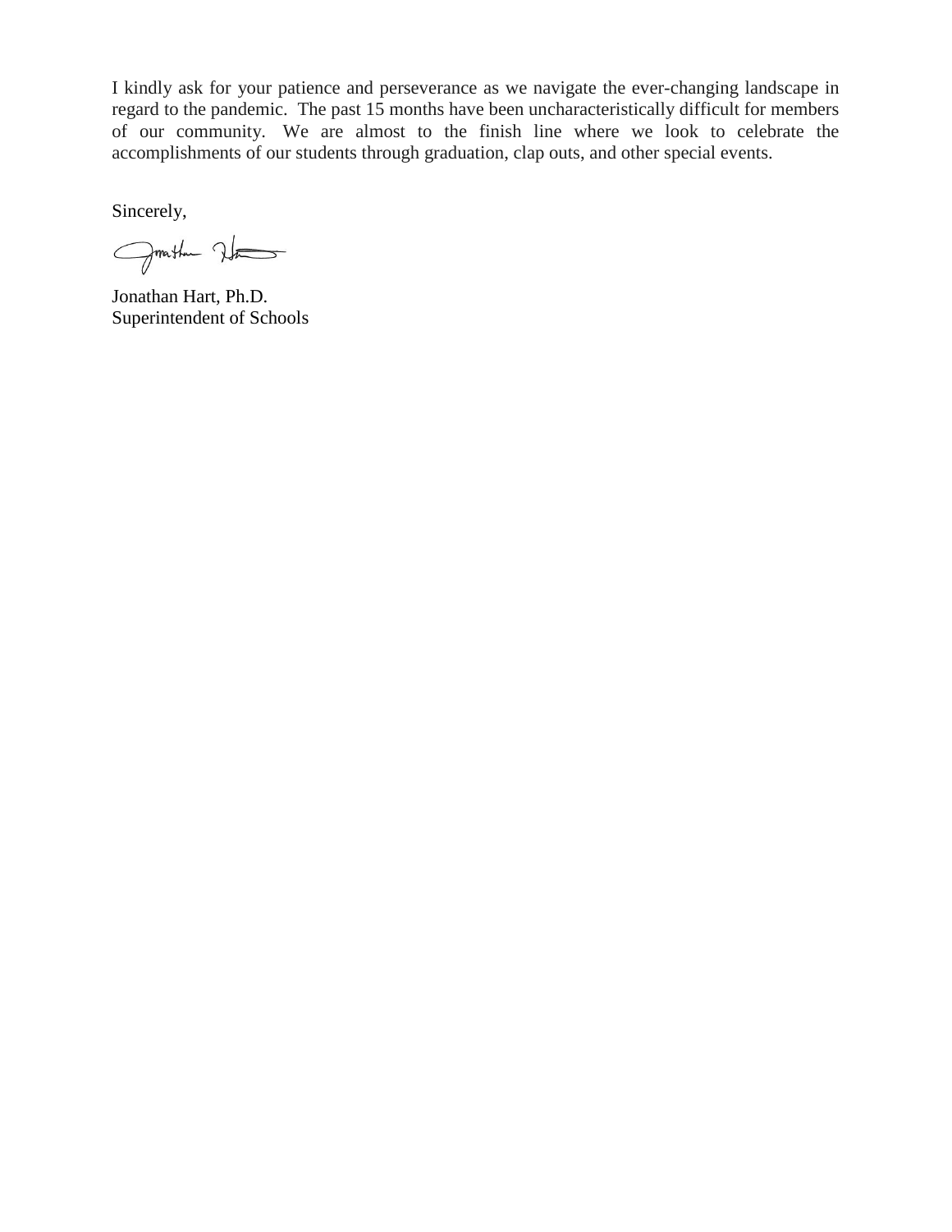I kindly ask for your patience and perseverance as we navigate the ever-changing landscape in regard to the pandemic. The past 15 months have been uncharacteristically difficult for members of our community. We are almost to the finish line where we look to celebrate the accomplishments of our students through graduation, clap outs, and other special events.

Sincerely,

Jonathan Hart, Ph.D.
Superintendent of Schools